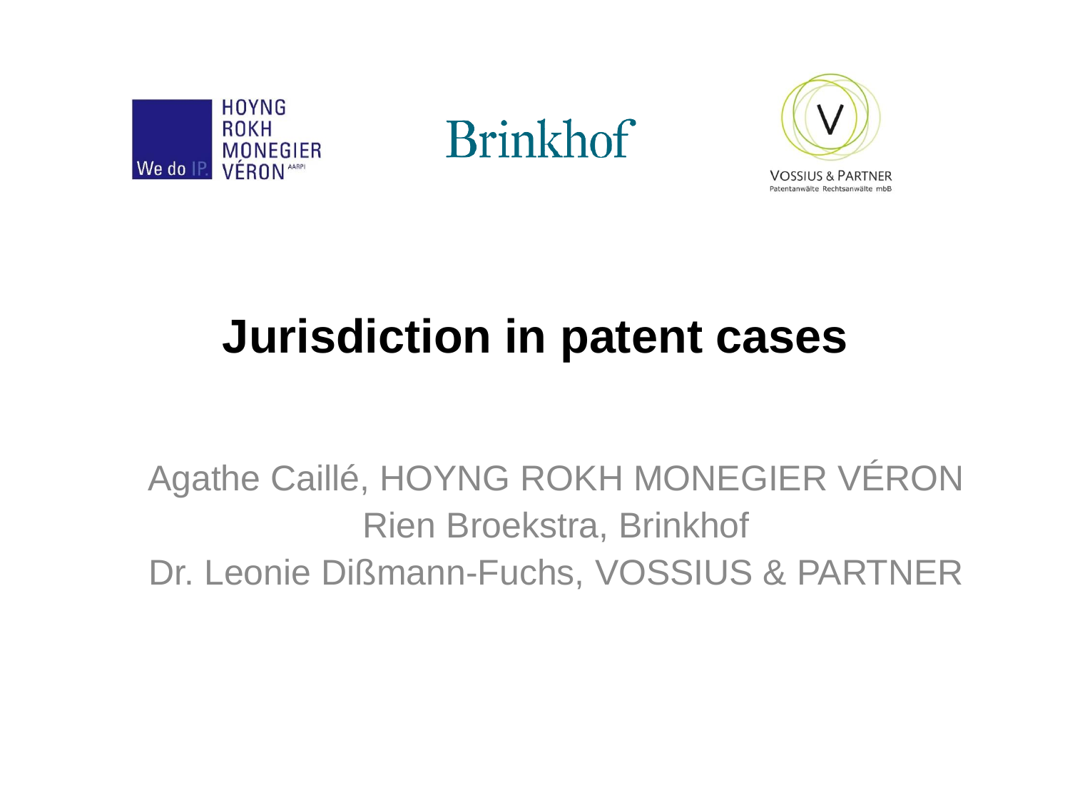HOYNG ROKH MONEGIER VÉRON

Brinkhof

VOSSIUS & PARTNER

# Jurisdiction in patent cases

Agathe Caillé, HOYNG ROKH MONEGIER VÉRON
Rien Broekstra, Brinkhof
Dr. Leonie Dißmann-Fuchs, VOSSIUS & PARTNER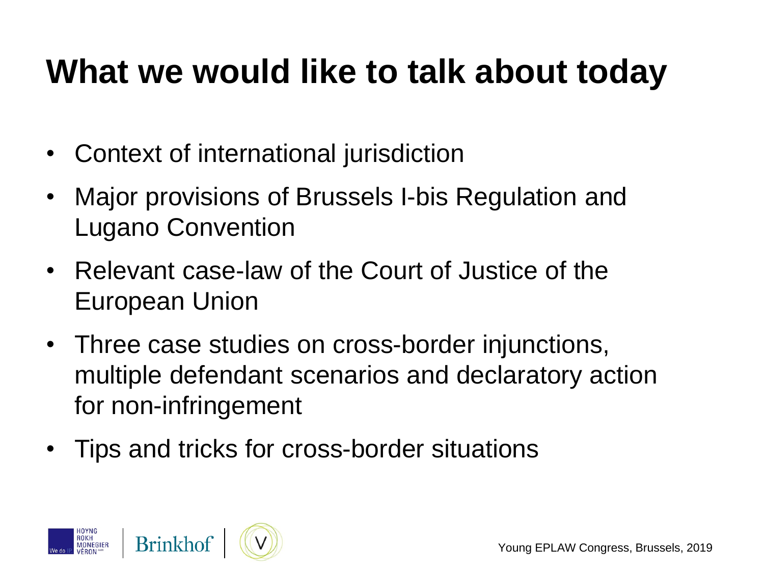# What we would like to talk about today

- Context of international jurisdiction
- Major provisions of Brussels I-bis Regulation and Lugano Convention
- Relevant case-law of the Court of Justice of the European Union
- Three case studies on cross-border injunctions, multiple defendant scenarios and declaratory action for non-infringement
- Tips and tricks for cross-border situations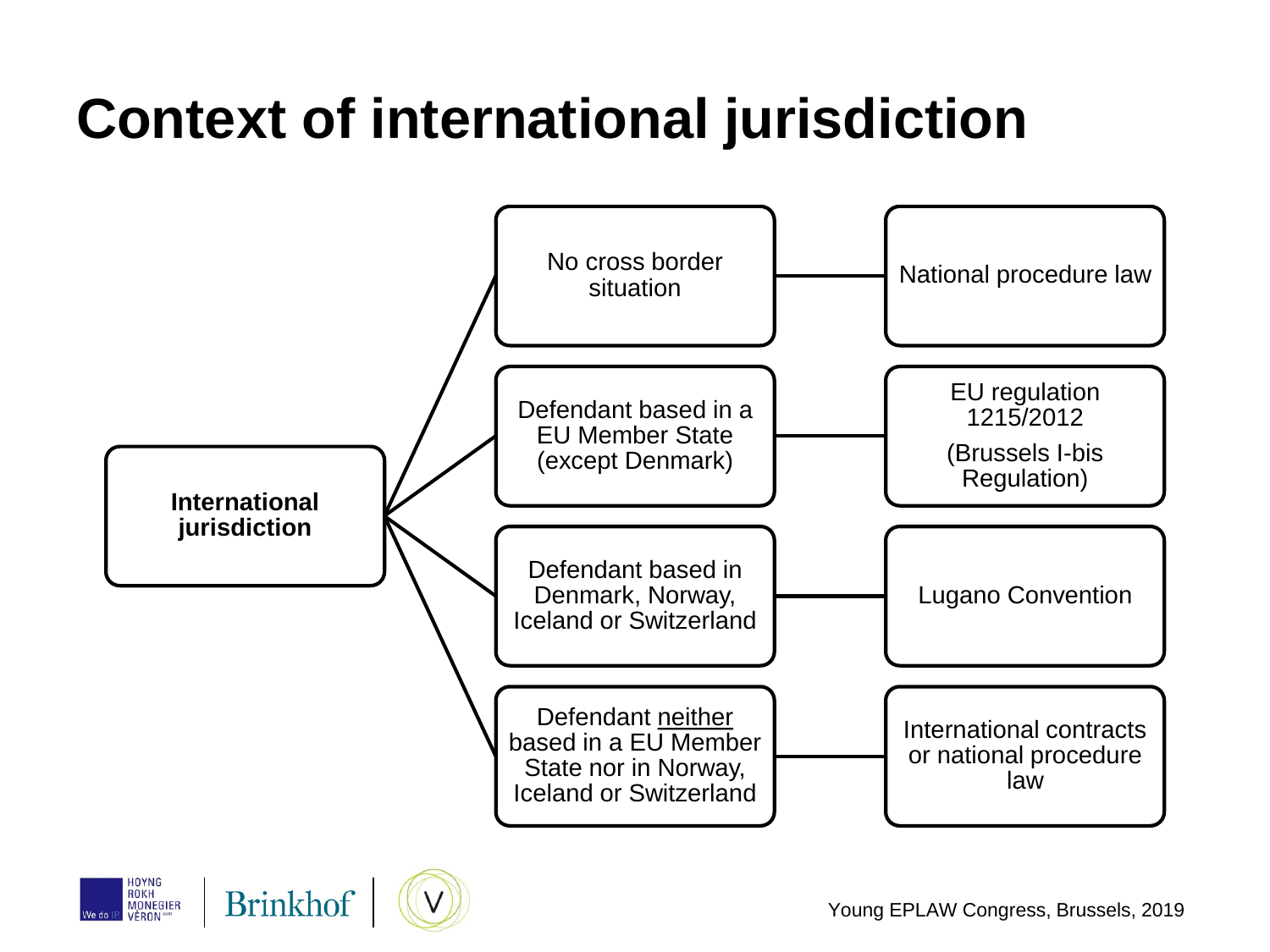# Context of international jurisdiction

**International jurisdiction**

| Situation | Applicable law |
| --- | --- |
| No cross border situation | National procedure law |
| Defendant based in a EU Member State (except Denmark) | EU regulation 1215/2012 (Brussels I-bis Regulation) |
| Defendant based in Denmark, Norway, Iceland or Switzerland | Lugano Convention |
| Defendant neither based in a EU Member State nor in Norway, Iceland or Switzerland | International contracts or national procedure law |

Young EPLAW Congress, Brussels, 2019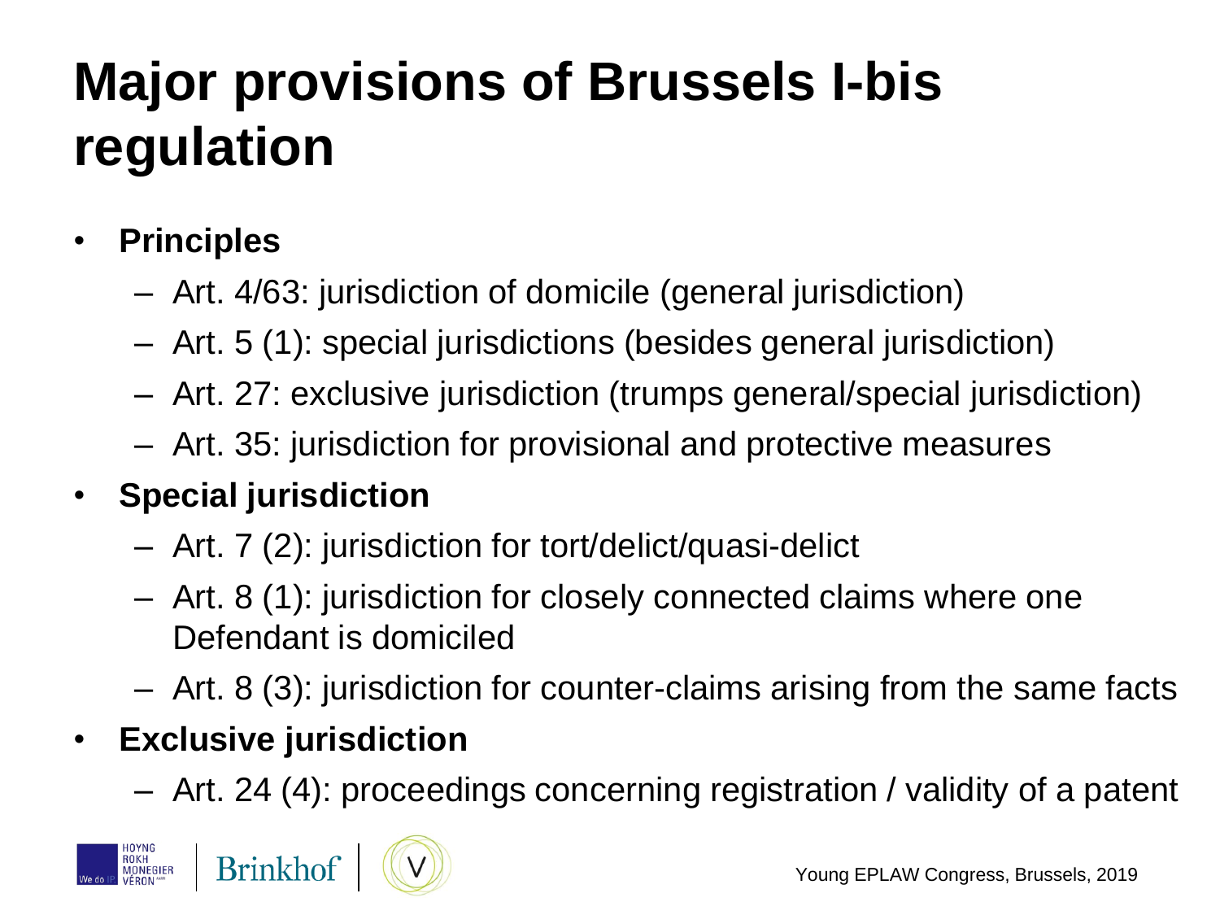# Major provisions of Brussels I-bis regulation

- **Principles**
  - Art. 4/63: jurisdiction of domicile (general jurisdiction)
  - Art. 5 (1): special jurisdictions (besides general jurisdiction)
  - Art. 27: exclusive jurisdiction (trumps general/special jurisdiction)
  - Art. 35: jurisdiction for provisional and protective measures
- **Special jurisdiction**
  - Art. 7 (2): jurisdiction for tort/delict/quasi-delict
  - Art. 8 (1): jurisdiction for closely connected claims where one Defendant is domiciled
  - Art. 8 (3): jurisdiction for counter-claims arising from the same facts
- **Exclusive jurisdiction**
  - Art. 24 (4): proceedings concerning registration / validity of a patent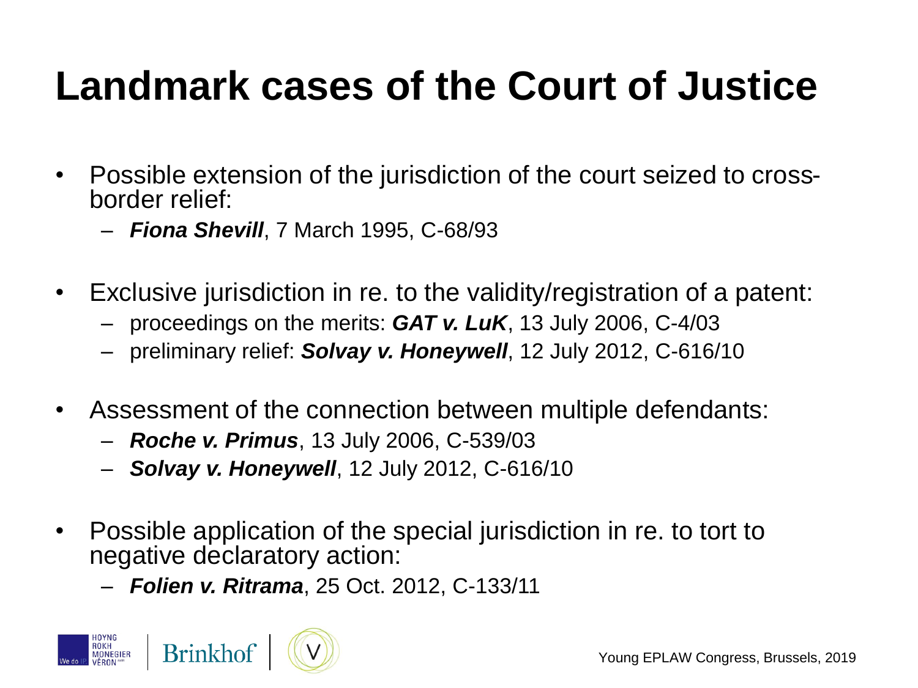# Landmark cases of the Court of Justice

- Possible extension of the jurisdiction of the court seized to cross-border relief:
  - ***Fiona Shevill***, 7 March 1995, C-68/93
- Exclusive jurisdiction in re. to the validity/registration of a patent:
  - proceedings on the merits: ***GAT v. LuK***, 13 July 2006, C-4/03
  - preliminary relief: ***Solvay v. Honeywell***, 12 July 2012, C-616/10
- Assessment of the connection between multiple defendants:
  - ***Roche v. Primus***, 13 July 2006, C-539/03
  - ***Solvay v. Honeywell***, 12 July 2012, C-616/10
- Possible application of the special jurisdiction in re. to tort to negative declaratory action:
  - ***Folien v. Ritrama***, 25 Oct. 2012, C-133/11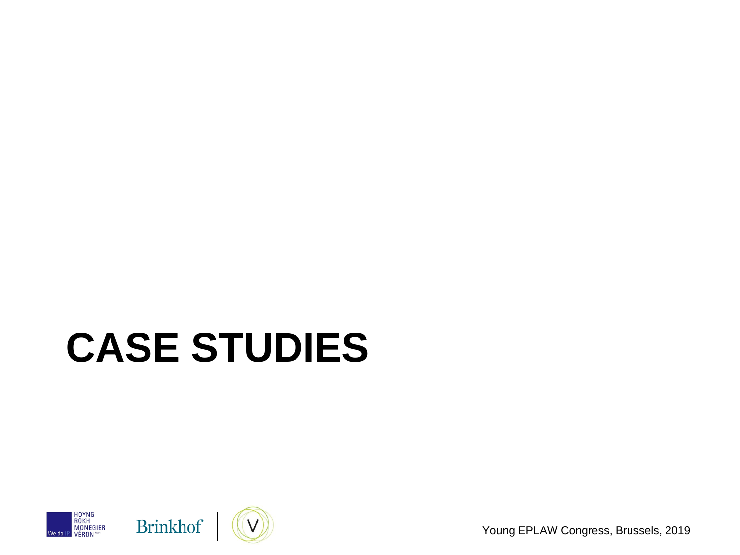# CASE STUDIES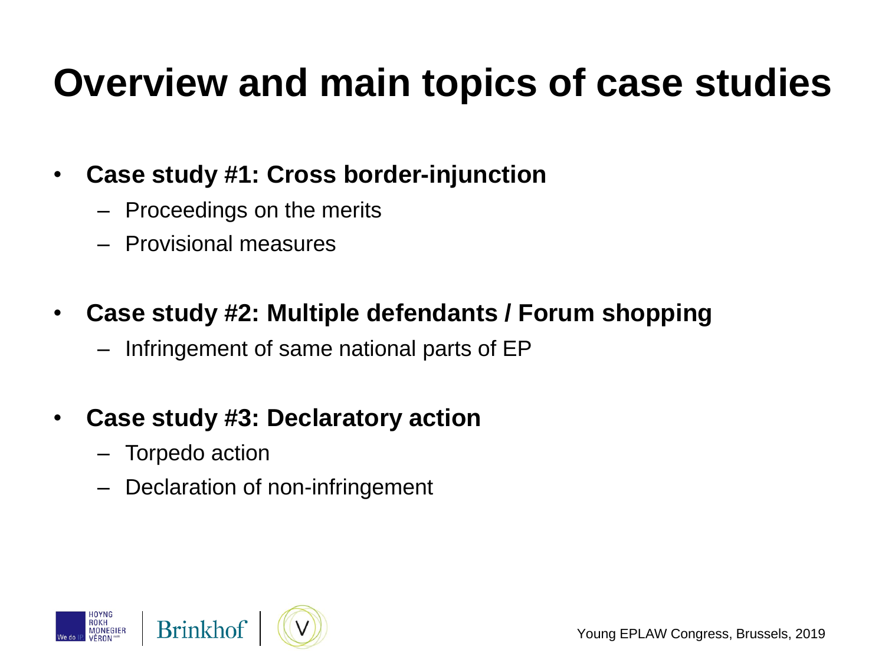# Overview and main topics of case studies

- **Case study #1: Cross border-injunction**
  - Proceedings on the merits
  - Provisional measures
- **Case study #2: Multiple defendants / Forum shopping**
  - Infringement of same national parts of EP
- **Case study #3: Declaratory action**
  - Torpedo action
  - Declaration of non-infringement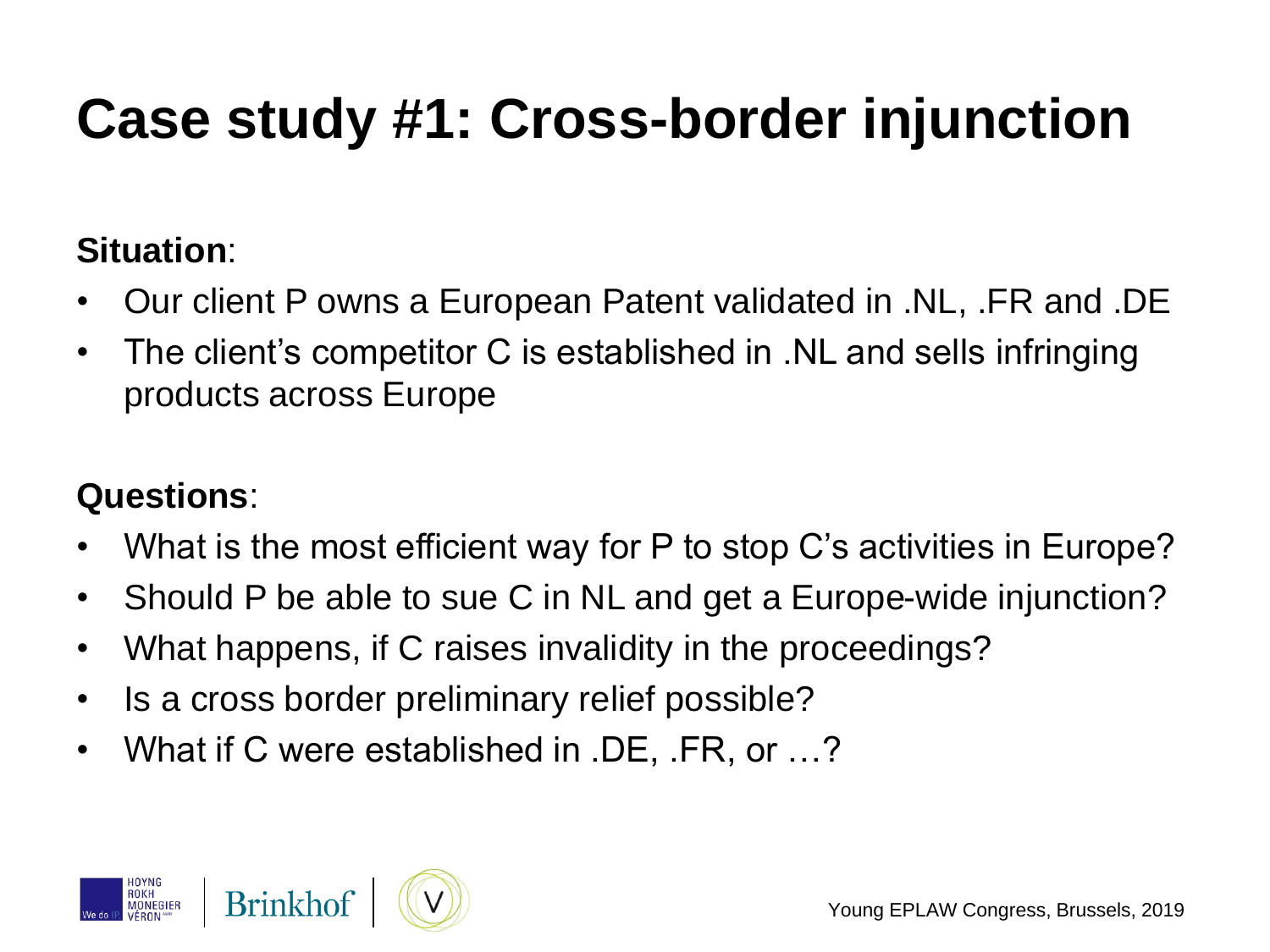# Case study #1: Cross-border injunction

**Situation**:

- Our client P owns a European Patent validated in .NL, .FR and .DE
- The client's competitor C is established in .NL and sells infringing products across Europe

**Questions**:

- What is the most efficient way for P to stop C's activities in Europe?
- Should P be able to sue C in NL and get a Europe-wide injunction?
- What happens, if C raises invalidity in the proceedings?
- Is a cross border preliminary relief possible?
- What if C were established in .DE, .FR, or …?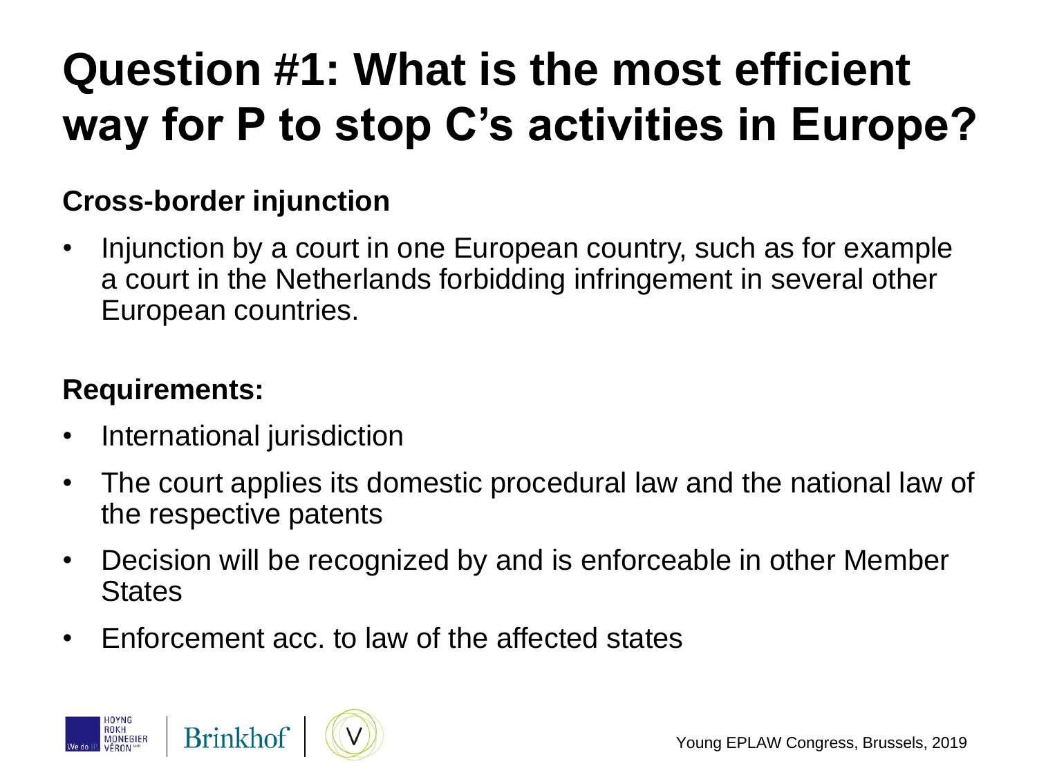# Question #1: What is the most efficient way for P to stop C's activities in Europe?

**Cross-border injunction**

- Injunction by a court in one European country, such as for example a court in the Netherlands forbidding infringement in several other European countries.

**Requirements:**

- International jurisdiction
- The court applies its domestic procedural law and the national law of the respective patents
- Decision will be recognized by and is enforceable in other Member States
- Enforcement acc. to law of the affected states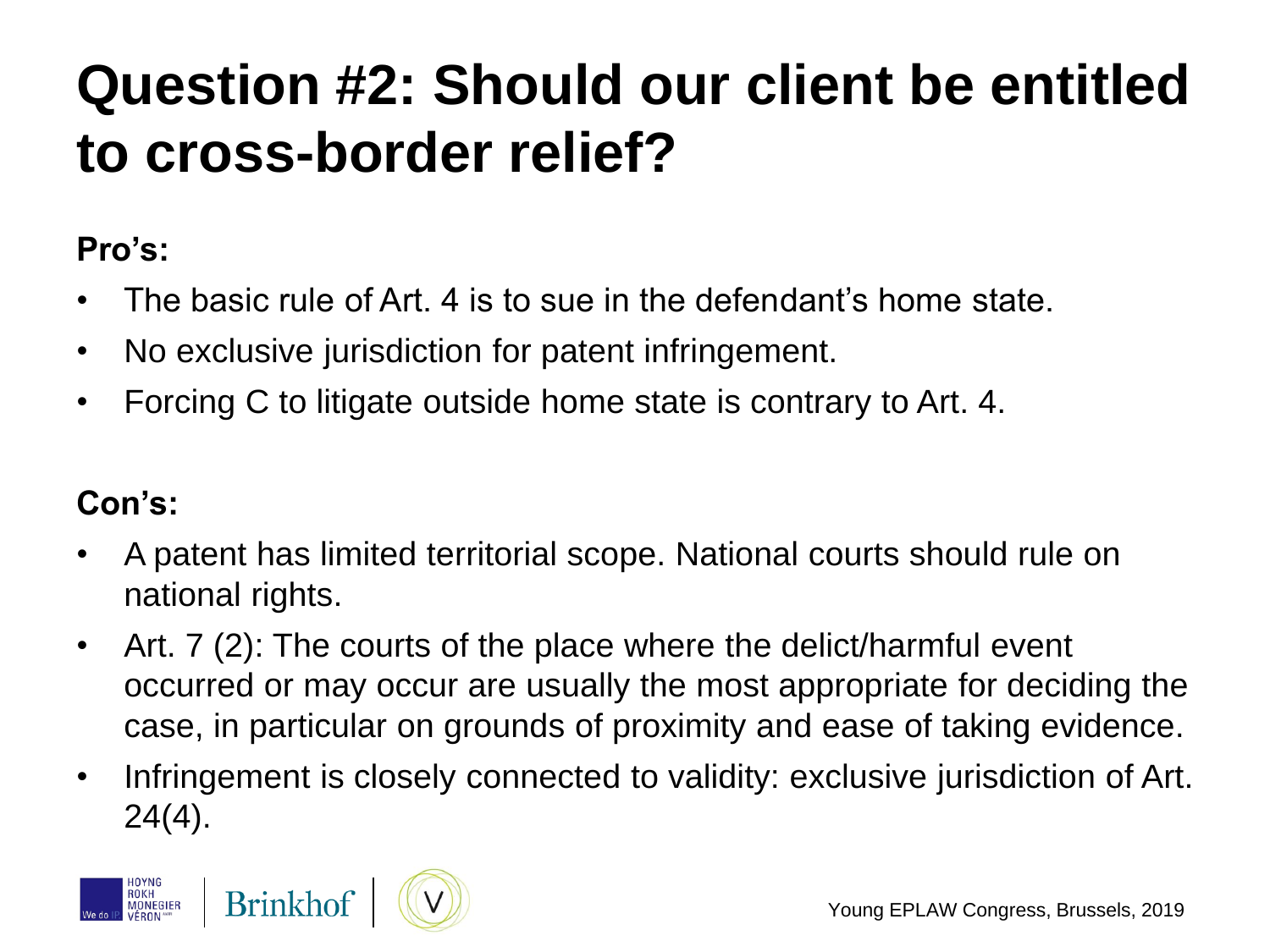# Question #2: Should our client be entitled to cross-border relief?

**Pro's:**

- The basic rule of Art. 4 is to sue in the defendant's home state.
- No exclusive jurisdiction for patent infringement.
- Forcing C to litigate outside home state is contrary to Art. 4.

**Con's:**

- A patent has limited territorial scope. National courts should rule on national rights.
- Art. 7 (2): The courts of the place where the delict/harmful event occurred or may occur are usually the most appropriate for deciding the case, in particular on grounds of proximity and ease of taking evidence.
- Infringement is closely connected to validity: exclusive jurisdiction of Art. 24(4).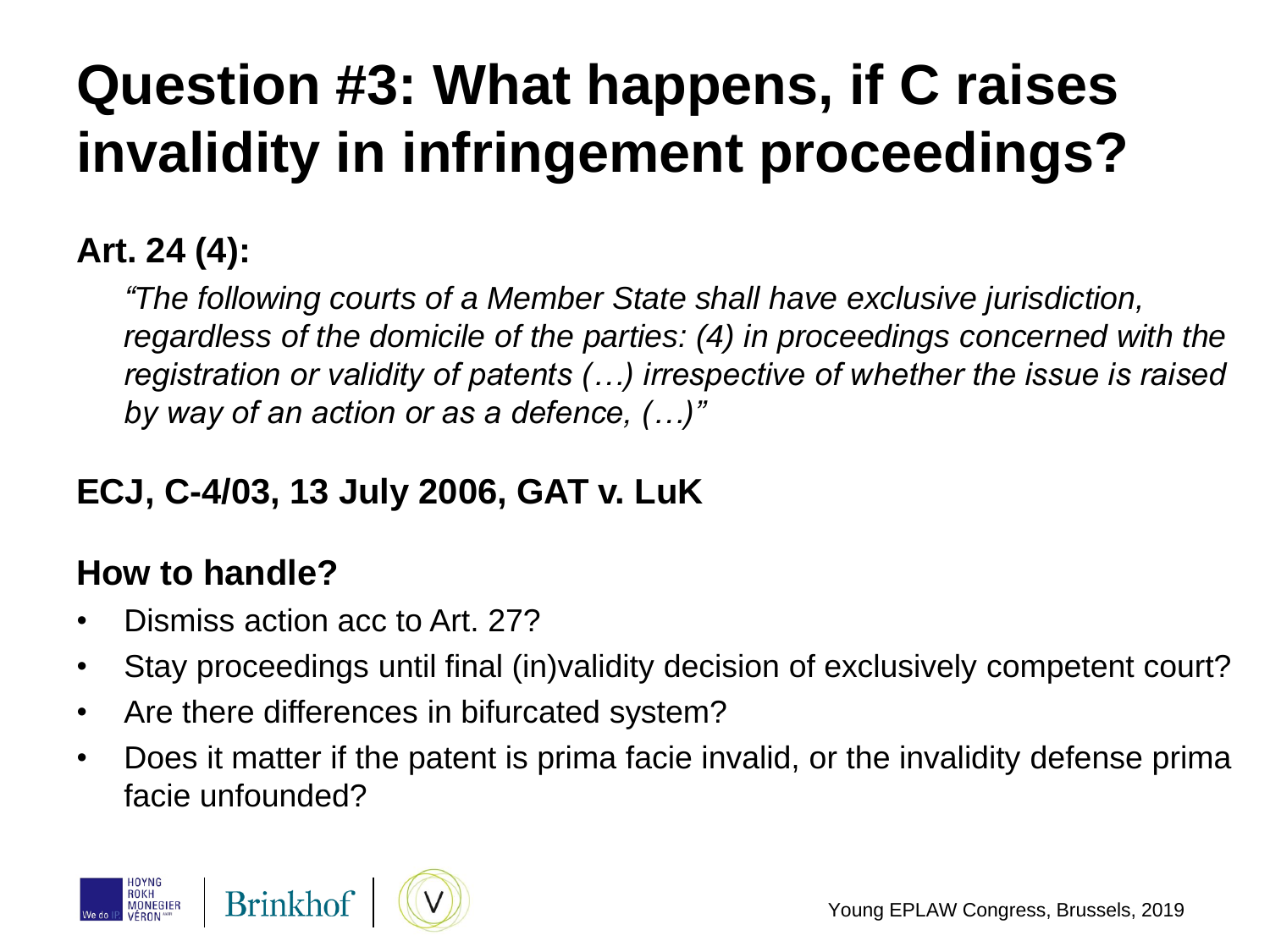# Question #3: What happens, if C raises invalidity in infringement proceedings?

**Art. 24 (4):**

*"The following courts of a Member State shall have exclusive jurisdiction, regardless of the domicile of the parties: (4) in proceedings concerned with the registration or validity of patents (…) irrespective of whether the issue is raised by way of an action or as a defence, (…)"*

**ECJ, C-4/03, 13 July 2006, GAT v. LuK**

**How to handle?**

- Dismiss action acc to Art. 27?
- Stay proceedings until final (in)validity decision of exclusively competent court?
- Are there differences in bifurcated system?
- Does it matter if the patent is prima facie invalid, or the invalidity defense prima facie unfounded?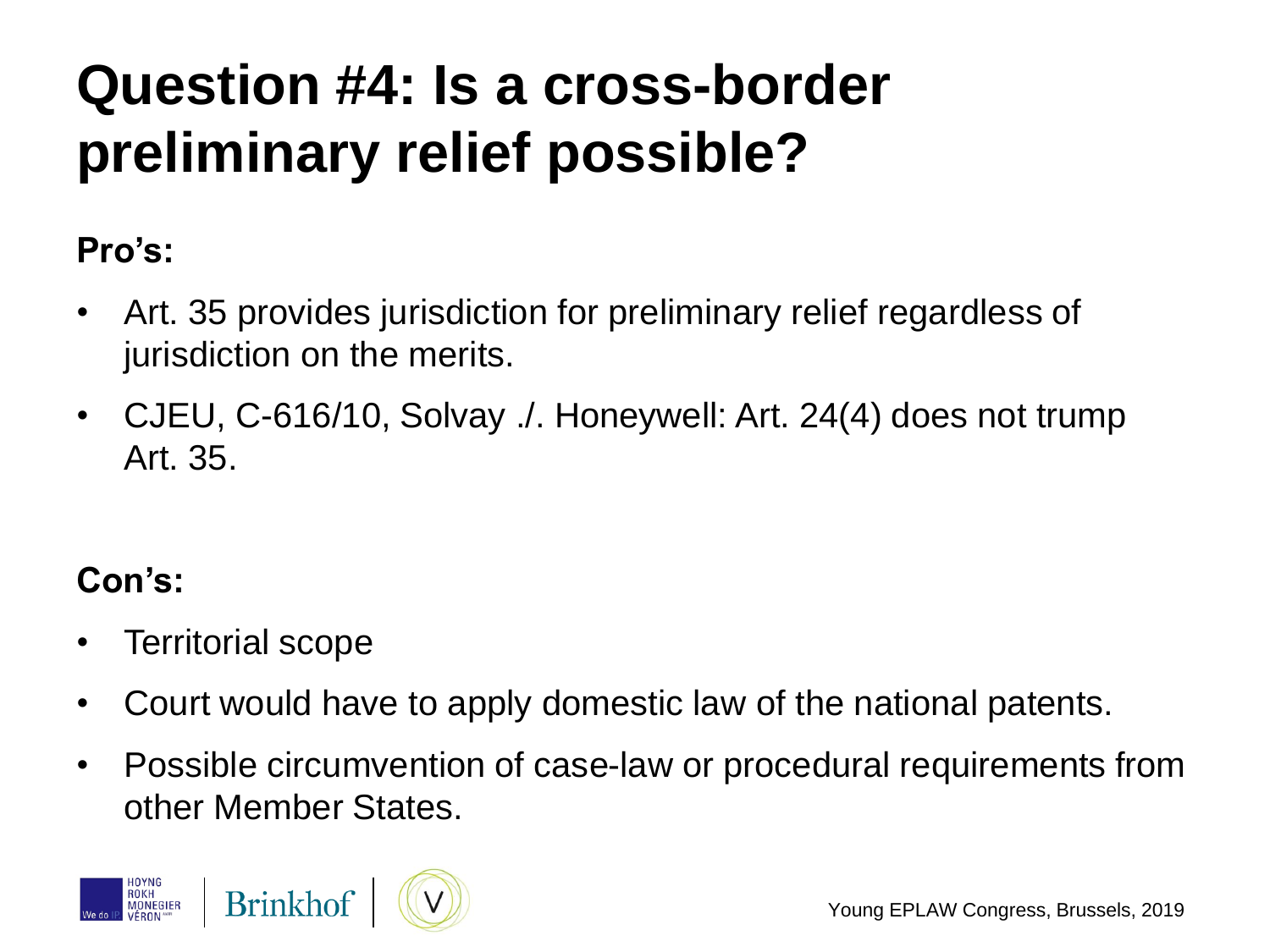# Question #4: Is a cross-border preliminary relief possible?

**Pro's:**

- Art. 35 provides jurisdiction for preliminary relief regardless of jurisdiction on the merits.
- CJEU, C-616/10, Solvay ./. Honeywell: Art. 24(4) does not trump Art. 35.

**Con's:**

- Territorial scope
- Court would have to apply domestic law of the national patents.
- Possible circumvention of case-law or procedural requirements from other Member States.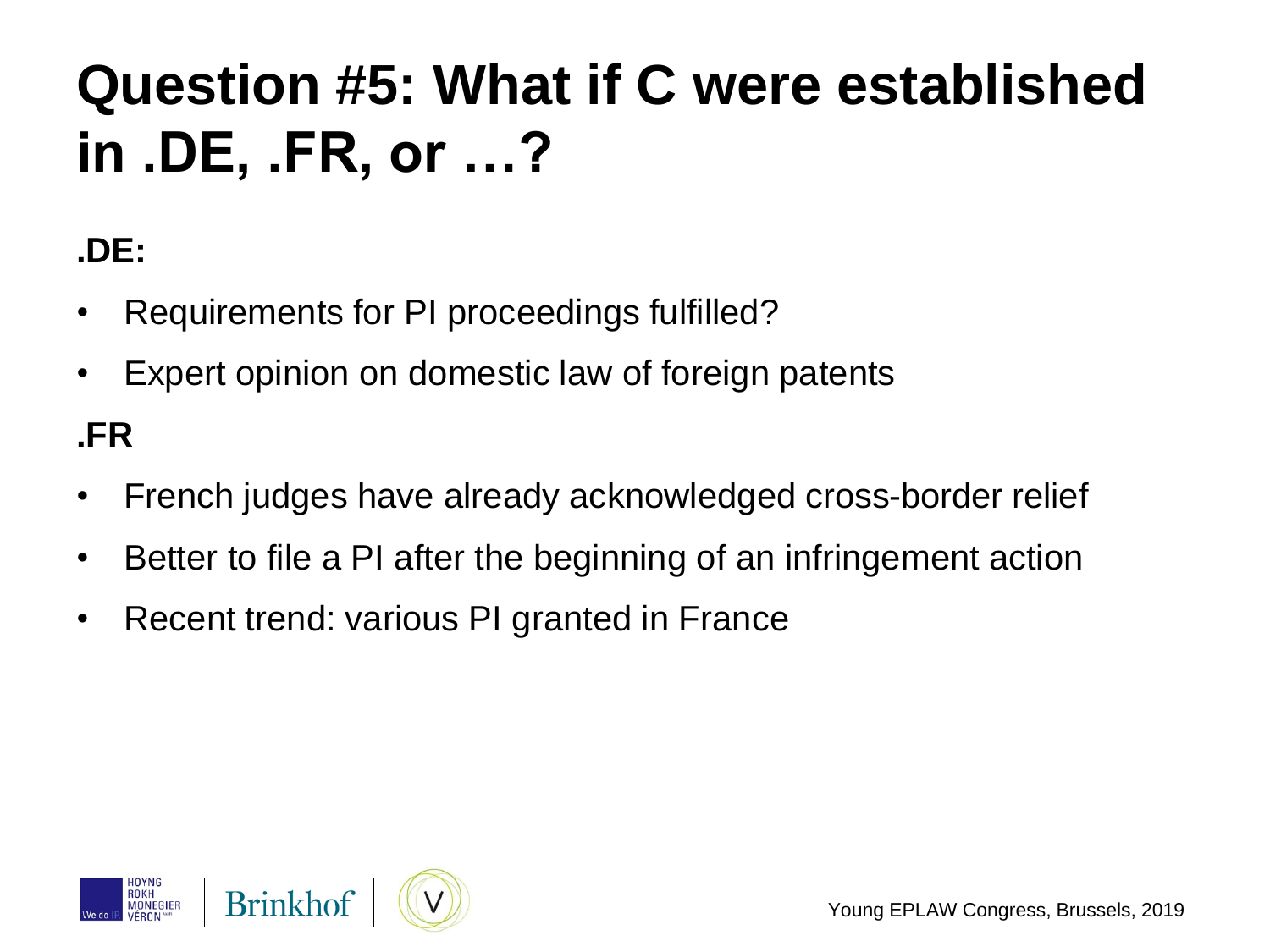# Question #5: What if C were established in .DE, .FR, or …?

**.DE:**

- Requirements for PI proceedings fulfilled?
- Expert opinion on domestic law of foreign patents

**.FR**

- French judges have already acknowledged cross-border relief
- Better to file a PI after the beginning of an infringement action
- Recent trend: various PI granted in France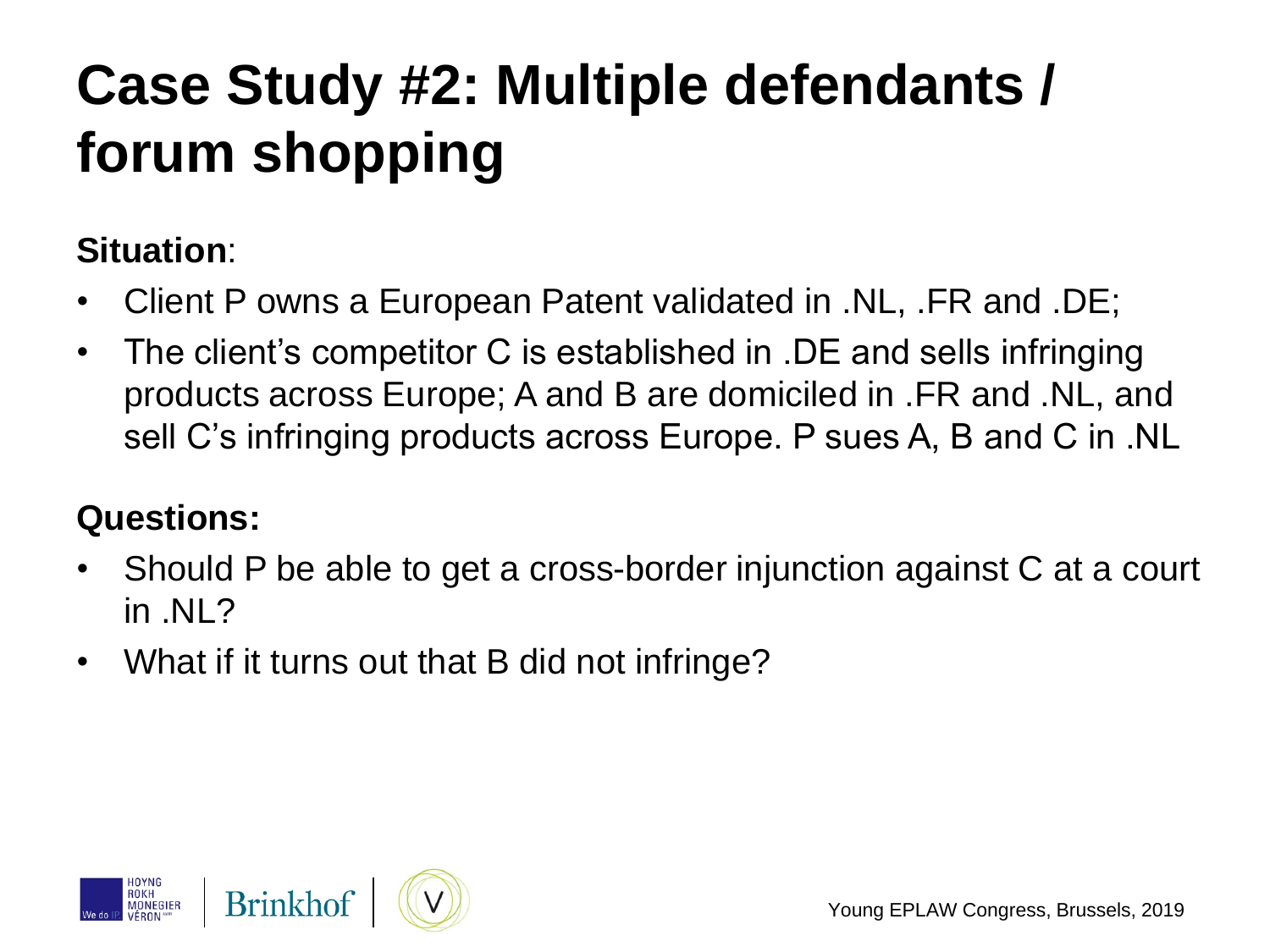# Case Study #2: Multiple defendants / forum shopping

**Situation**:

- Client P owns a European Patent validated in .NL, .FR and .DE;
- The client's competitor C is established in .DE and sells infringing products across Europe; A and B are domiciled in .FR and .NL, and sell C's infringing products across Europe. P sues A, B and C in .NL

**Questions:**

- Should P be able to get a cross-border injunction against C at a court in .NL?
- What if it turns out that B did not infringe?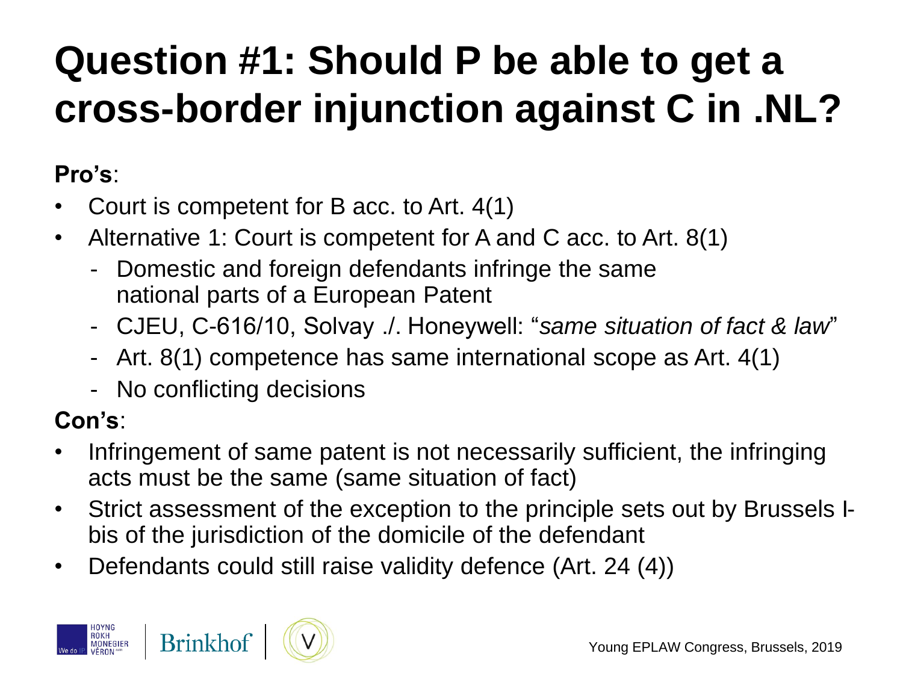# Question #1: Should P be able to get a cross-border injunction against C in .NL?

**Pro's**:

- Court is competent for B acc. to Art. 4(1)
- Alternative 1: Court is competent for A and C acc. to Art. 8(1)
  - Domestic and foreign defendants infringe the same national parts of a European Patent
  - CJEU, C-616/10, Solvay ./. Honeywell: "*same situation of fact & law*"
  - Art. 8(1) competence has same international scope as Art. 4(1)
  - No conflicting decisions

**Con's**:

- Infringement of same patent is not necessarily sufficient, the infringing acts must be the same (same situation of fact)
- Strict assessment of the exception to the principle sets out by Brussels I-bis of the jurisdiction of the domicile of the defendant
- Defendants could still raise validity defence (Art. 24 (4))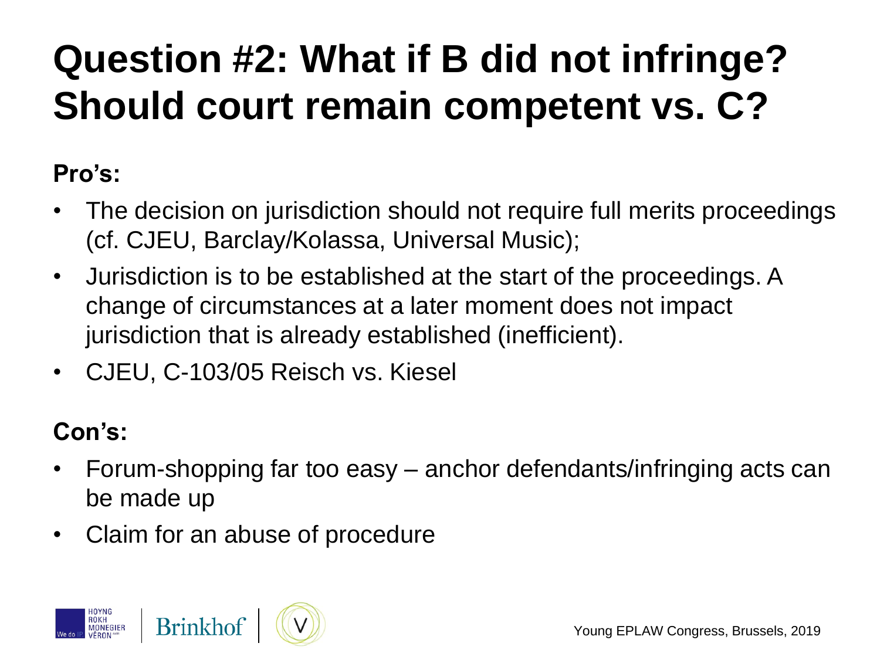# Question #2: What if B did not infringe? Should court remain competent vs. C?

**Pro's:**

- The decision on jurisdiction should not require full merits proceedings (cf. CJEU, Barclay/Kolassa, Universal Music);
- Jurisdiction is to be established at the start of the proceedings. A change of circumstances at a later moment does not impact jurisdiction that is already established (inefficient).
- CJEU, C-103/05 Reisch vs. Kiesel

**Con's:**

- Forum-shopping far too easy – anchor defendants/infringing acts can be made up
- Claim for an abuse of procedure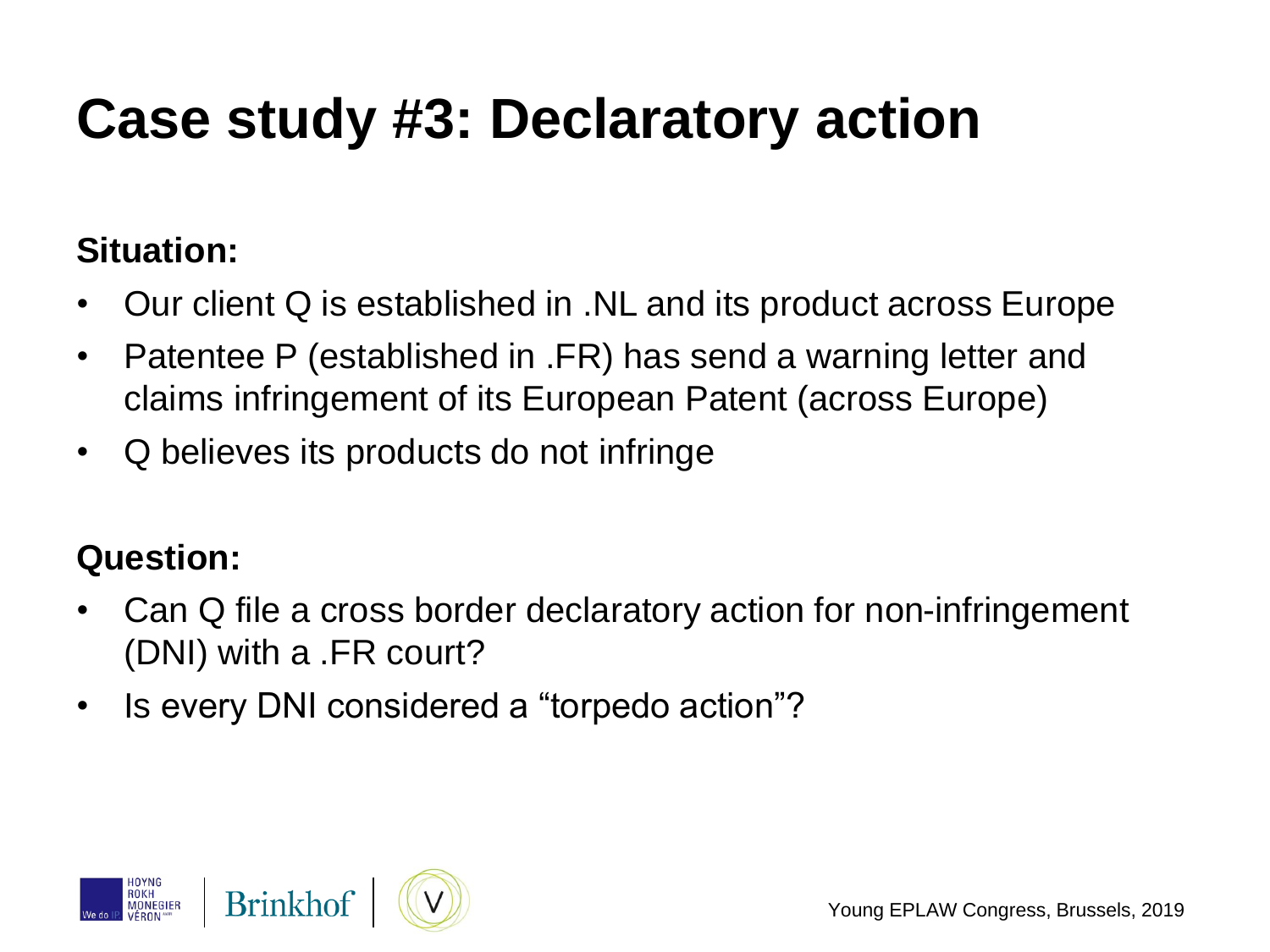# Case study #3: Declaratory action

**Situation:**

- Our client Q is established in .NL and its product across Europe
- Patentee P (established in .FR) has send a warning letter and claims infringement of its European Patent (across Europe)
- Q believes its products do not infringe

**Question:**

- Can Q file a cross border declaratory action for non-infringement (DNI) with a .FR court?
- Is every DNI considered a "torpedo action"?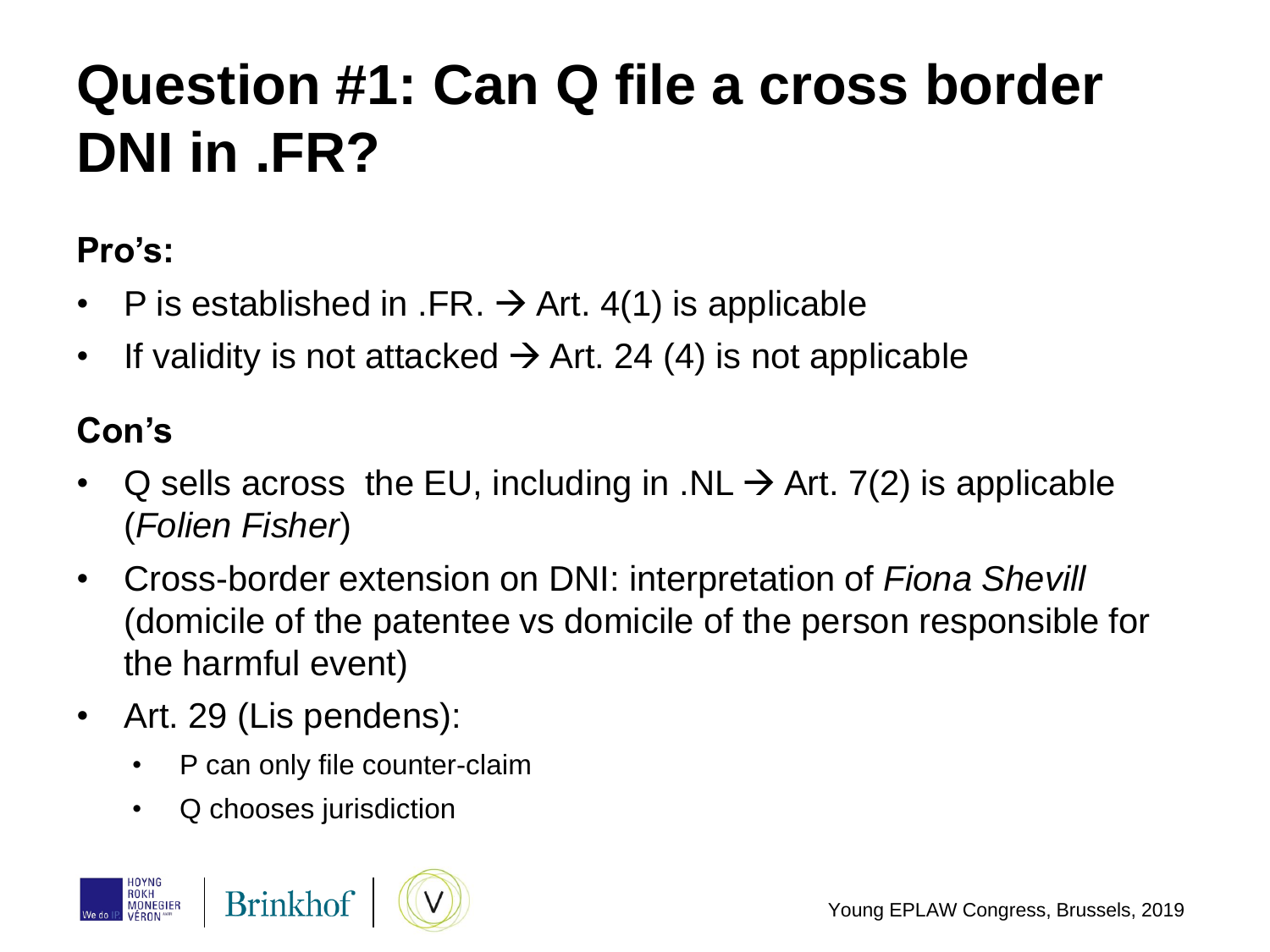# Question #1: Can Q file a cross border DNI in .FR?

**Pro's:**

- P is established in .FR. → Art. 4(1) is applicable
- If validity is not attacked → Art. 24 (4) is not applicable

**Con's**

- Q sells across the EU, including in .NL → Art. 7(2) is applicable (*Folien Fisher*)
- Cross-border extension on DNI: interpretation of *Fiona Shevill* (domicile of the patentee vs domicile of the person responsible for the harmful event)
- Art. 29 (Lis pendens):
  - P can only file counter-claim
  - Q chooses jurisdiction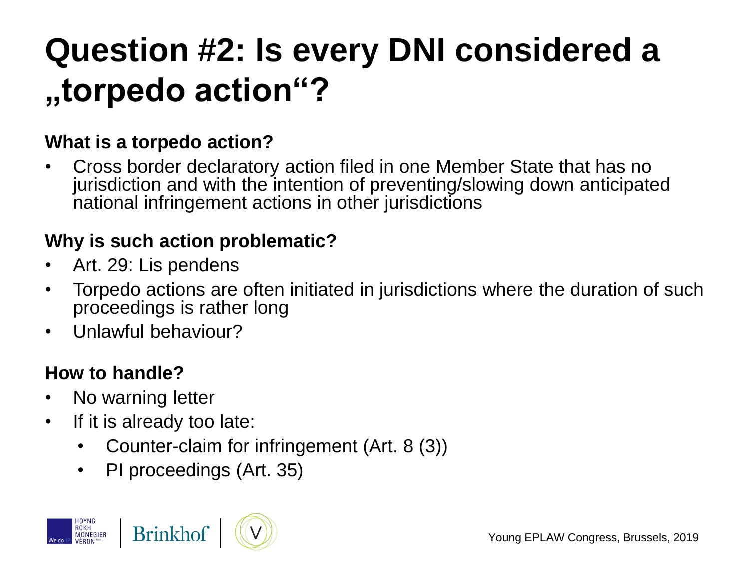# Question #2: Is every DNI considered a „torpedo action"?

**What is a torpedo action?**

- Cross border declaratory action filed in one Member State that has no jurisdiction and with the intention of preventing/slowing down anticipated national infringement actions in other jurisdictions

**Why is such action problematic?**

- Art. 29: Lis pendens
- Torpedo actions are often initiated in jurisdictions where the duration of such proceedings is rather long
- Unlawful behaviour?

**How to handle?**

- No warning letter
- If it is already too late:
  - Counter-claim for infringement (Art. 8 (3))
  - PI proceedings (Art. 35)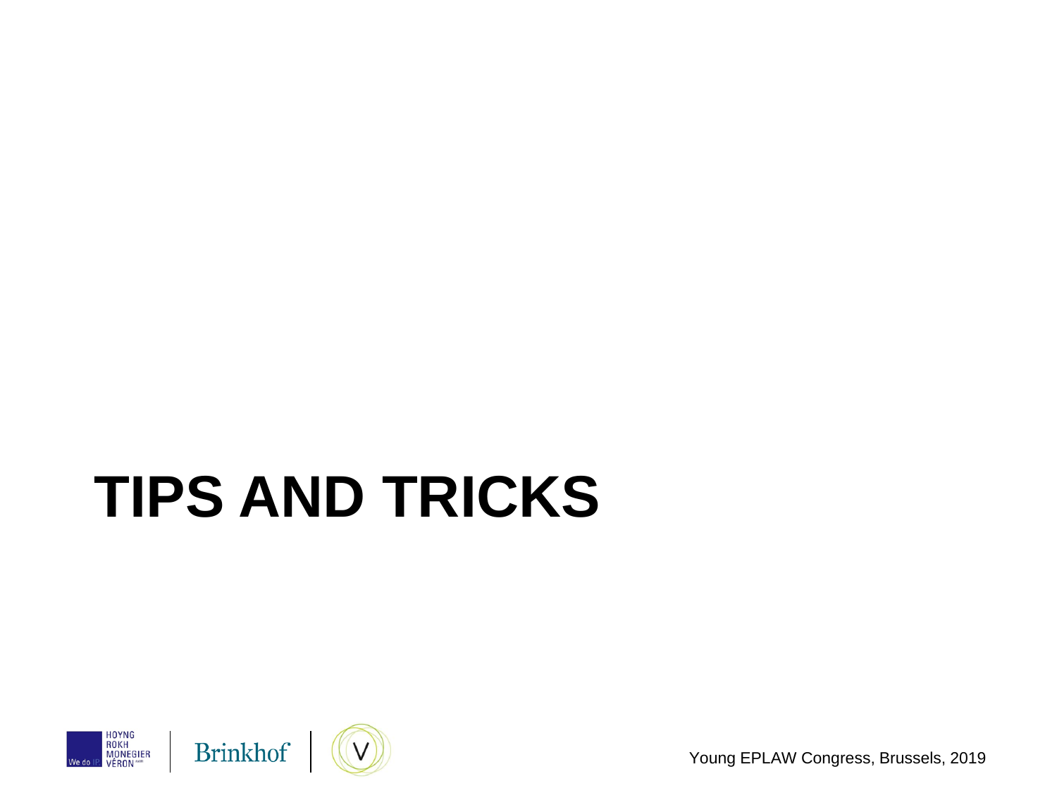# TIPS AND TRICKS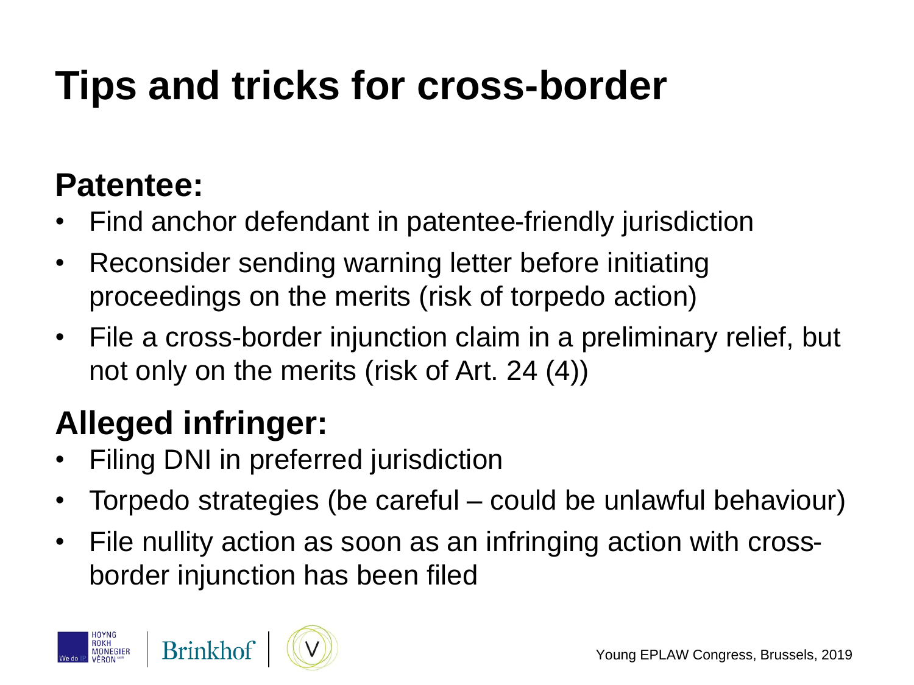# Tips and tricks for cross-border

## Patentee:

- Find anchor defendant in patentee-friendly jurisdiction
- Reconsider sending warning letter before initiating proceedings on the merits (risk of torpedo action)
- File a cross-border injunction claim in a preliminary relief, but not only on the merits (risk of Art. 24 (4))

## Alleged infringer:

- Filing DNI in preferred jurisdiction
- Torpedo strategies (be careful – could be unlawful behaviour)
- File nullity action as soon as an infringing action with cross-border injunction has been filed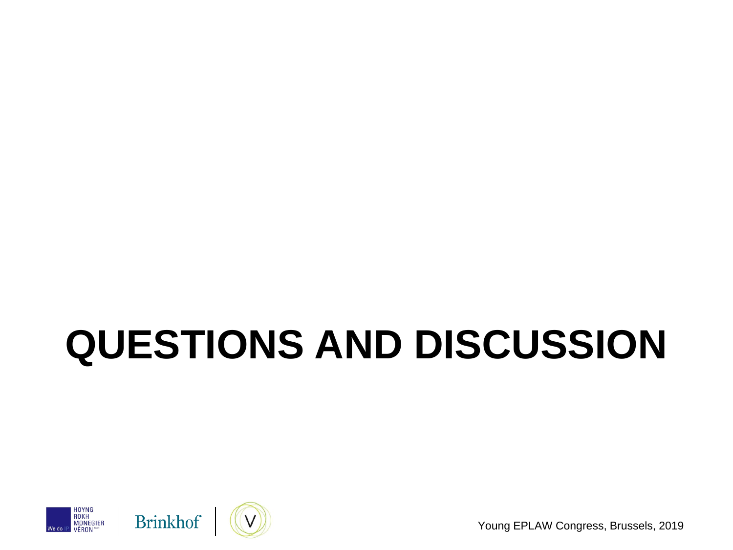# QUESTIONS AND DISCUSSION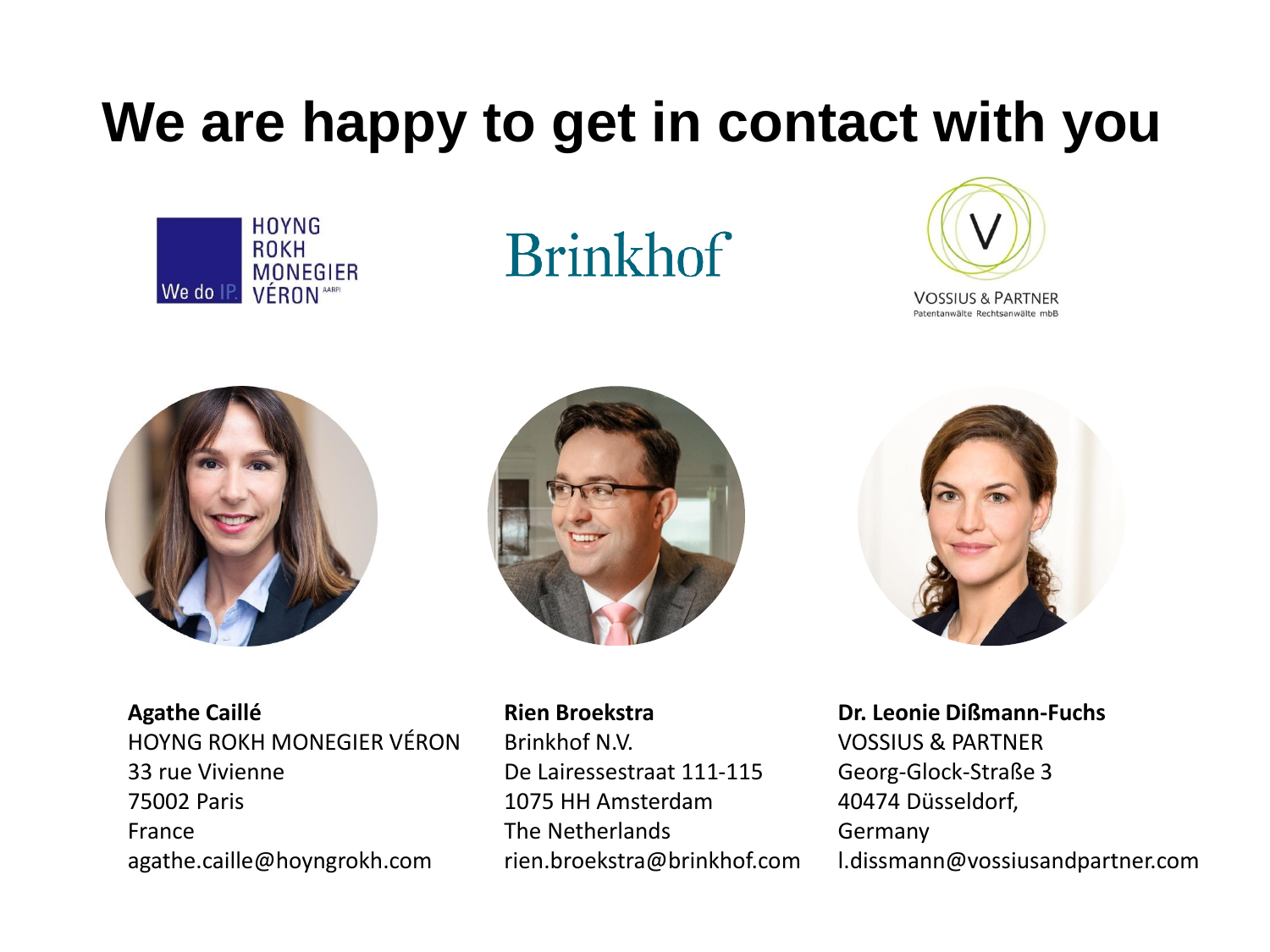# We are happy to get in contact with you

**Agathe Caillé**
HOYNG ROKH MONEGIER VÉRON
33 rue Vivienne
75002 Paris
France
agathe.caille@hoyngrokh.com

**Rien Broekstra**
Brinkhof N.V.
De Lairessestraat 111-115
1075 HH Amsterdam
The Netherlands
rien.broekstra@brinkhof.com

**Dr. Leonie Dißmann-Fuchs**
VOSSIUS & PARTNER
Georg-Glock-Straße 3
40474 Düsseldorf,
Germany
l.dissmann@vossiusandpartner.com